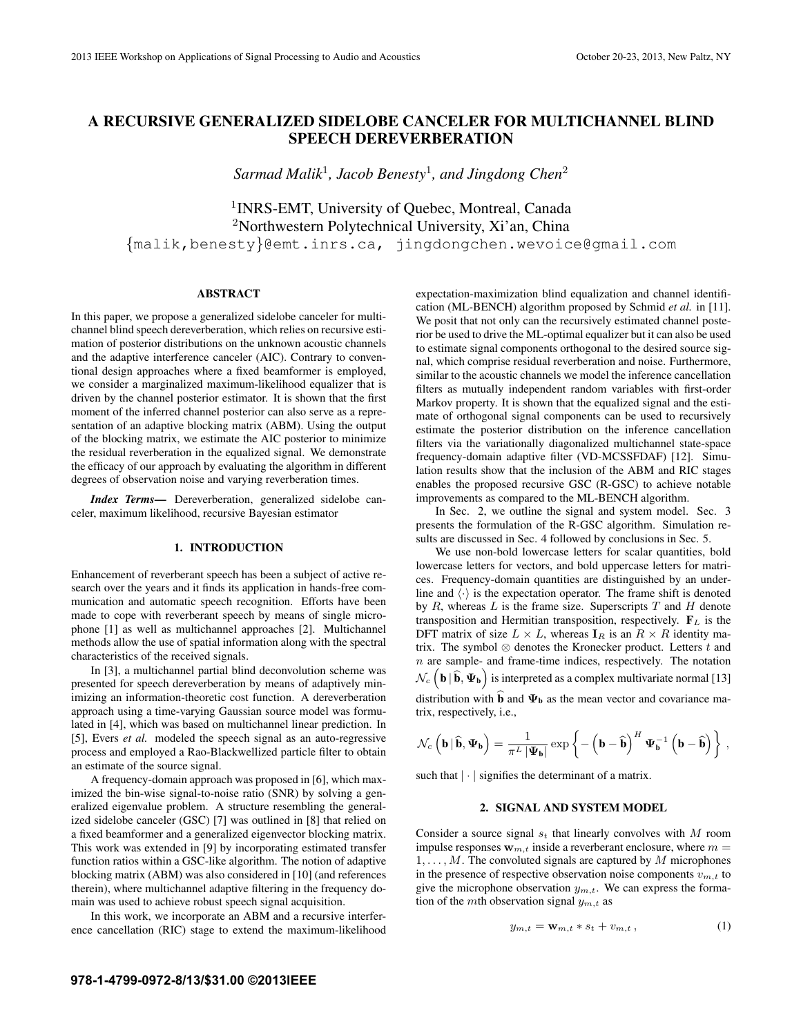# A RECURSIVE GENERALIZED SIDELOBE CANCELER FOR MULTICHANNEL BLIND SPEECH DEREVERBERATION

*Sarmad Malik*[1], *Jacob Benesty*[1], *and Jingdong Chen*[2]

[1]INRS-EMT, University of Quebec, Montreal, Canada
[2]Northwestern Polytechnical University, Xi'an, China
{malik,benesty}@emt.inrs.ca, jingdongchen.wevoice@gmail.com

## ABSTRACT

In this paper, we propose a generalized sidelobe canceler for multichannel blind speech dereverberation, which relies on recursive estimation of posterior distributions on the unknown acoustic channels and the adaptive interference canceler (AIC). Contrary to conventional design approaches where a fixed beamformer is employed, we consider a marginalized maximum-likelihood equalizer that is driven by the channel posterior estimator. It is shown that the first moment of the inferred channel posterior can also serve as a representation of an adaptive blocking matrix (ABM). Using the output of the blocking matrix, we estimate the AIC posterior to minimize the residual reverberation in the equalized signal. We demonstrate the efficacy of our approach by evaluating the algorithm in different degrees of observation noise and varying reverberation times.

***Index Terms*—** Dereverberation, generalized sidelobe canceler, maximum likelihood, recursive Bayesian estimator

## 1. INTRODUCTION

Enhancement of reverberant speech has been a subject of active research over the years and it finds its application in hands-free communication and automatic speech recognition. Efforts have been made to cope with reverberant speech by means of single microphone [1] as well as multichannel approaches [2]. Multichannel methods allow the use of spatial information along with the spectral characteristics of the received signals.

In [3], a multichannel partial blind deconvolution scheme was presented for speech dereverberation by means of adaptively minimizing an information-theoretic cost function. A dereverberation approach using a time-varying Gaussian source model was formulated in [4], which was based on multichannel linear prediction. In [5], Evers *et al.* modeled the speech signal as an auto-regressive process and employed a Rao-Blackwellized particle filter to obtain an estimate of the source signal.

A frequency-domain approach was proposed in [6], which maximized the bin-wise signal-to-noise ratio (SNR) by solving a generalized eigenvalue problem. A structure resembling the generalized sidelobe canceler (GSC) [7] was outlined in [8] that relied on a fixed beamformer and a generalized eigenvector blocking matrix. This work was extended in [9] by incorporating estimated transfer function ratios within a GSC-like algorithm. The notion of adaptive blocking matrix (ABM) was also considered in [10] (and references therein), where multichannel adaptive filtering in the frequency domain was used to achieve robust speech signal acquisition.

In this work, we incorporate an ABM and a recursive interference cancellation (RIC) stage to extend the maximum-likelihood expectation-maximization blind equalization and channel identification (ML-BENCH) algorithm proposed by Schmid *et al.* in [11]. We posit that not only can the recursively estimated channel posterior be used to drive the ML-optimal equalizer but it can also be used to estimate signal components orthogonal to the desired source signal, which comprise residual reverberation and noise. Furthermore, similar to the acoustic channels we model the inference cancellation filters as mutually independent random variables with first-order Markov property. It is shown that the equalized signal and the estimate of orthogonal signal components can be used to recursively estimate the posterior distribution on the inference cancellation filters via the variationally diagonalized multichannel state-space frequency-domain adaptive filter (VD-MCSSFDAF) [12]. Simulation results show that the inclusion of the ABM and RIC stages enables the proposed recursive GSC (R-GSC) to achieve notable improvements as compared to the ML-BENCH algorithm.

In Sec. 2, we outline the signal and system model. Sec. 3 presents the formulation of the R-GSC algorithm. Simulation results are discussed in Sec. 4 followed by conclusions in Sec. 5.

We use non-bold lowercase letters for scalar quantities, bold lowercase letters for vectors, and bold uppercase letters for matrices. Frequency-domain quantities are distinguished by an underline and $\langle \cdot \rangle$ is the expectation operator. The frame shift is denoted by $R$, whereas $L$ is the frame size. Superscripts $T$ and $H$ denote transposition and Hermitian transposition, respectively. $\mathbf{F}_L$ is the DFT matrix of size $L \times L$, whereas $\mathbf{I}_R$ is an $R \times R$ identity matrix. The symbol $\otimes$ denotes the Kronecker product. Letters $t$ and $n$ are sample- and frame-time indices, respectively. The notation $\mathcal{N}_c\left(\mathbf{b} \,|\, \widehat{\mathbf{b}}, \boldsymbol{\Psi}_{\mathbf{b}}\right)$ is interpreted as a complex multivariate normal [13] distribution with $\widehat{\mathbf{b}}$ and $\boldsymbol{\Psi}_{\mathbf{b}}$ as the mean vector and covariance matrix, respectively, i.e.,

$$\mathcal{N}_c\left(\mathbf{b} \,|\, \widehat{\mathbf{b}}, \boldsymbol{\Psi}_{\mathbf{b}}\right) = \frac{1}{\pi^L \left|\boldsymbol{\Psi}_{\mathbf{b}}\right|} \exp\left\{ -\left(\mathbf{b} - \widehat{\mathbf{b}}\right)^H \boldsymbol{\Psi}_{\mathbf{b}}^{-1} \left(\mathbf{b} - \widehat{\mathbf{b}}\right) \right\},$$

such that $|\cdot|$ signifies the determinant of a matrix.

## 2. SIGNAL AND SYSTEM MODEL

Consider a source signal $s_t$ that linearly convolves with $M$ room impulse responses $\mathbf{w}_{m,t}$ inside a reverberant enclosure, where $m = 1, \ldots, M$. The convoluted signals are captured by $M$ microphones in the presence of respective observation noise components $v_{m,t}$ to give the microphone observation $y_{m,t}$. We can express the formation of the $m$th observation signal $y_{m,t}$ as

$$y_{m,t} = \mathbf{w}_{m,t} * s_t + v_{m,t}, \tag{1}$$

978-1-4799-0972-8/13/$31.00 ©2013IEEE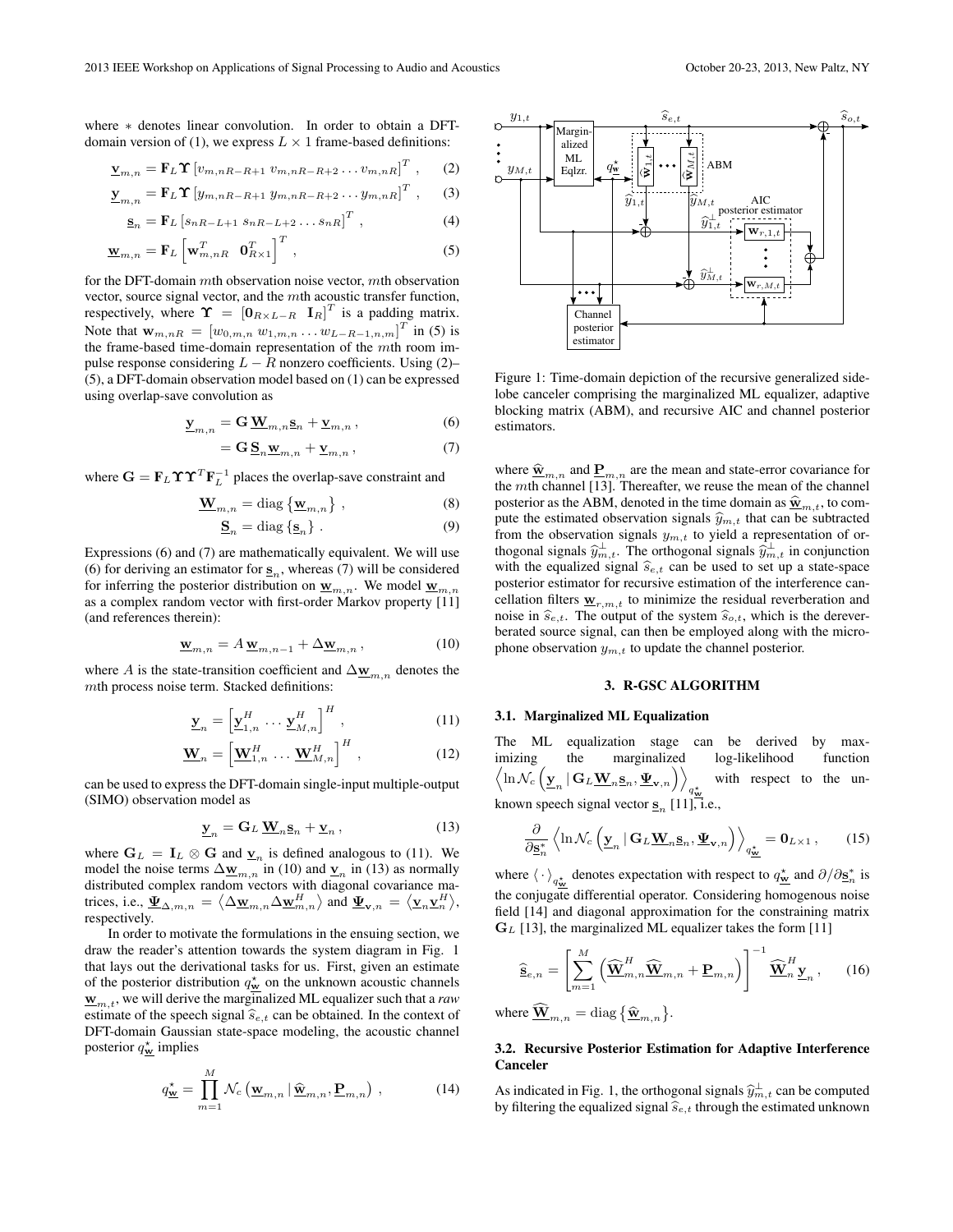where $*$ denotes linear convolution. In order to obtain a DFT-domain version of (1), we express $L \times 1$ frame-based definitions:

$$\underline{\mathbf{v}}_{m,n} = \mathbf{F}_L \boldsymbol{\Upsilon} \left[ v_{m,nR-R+1} \; v_{m,nR-R+2} \ldots v_{m,nR} \right]^T, \qquad (2)$$

$$\underline{\mathbf{y}}_{m,n} = \mathbf{F}_L \boldsymbol{\Upsilon} \left[ y_{m,nR-R+1} \; y_{m,nR-R+2} \ldots y_{m,nR} \right]^T, \qquad (3)$$

$$\underline{\mathbf{s}}_{n} = \mathbf{F}_L \left[ s_{nR-L+1} \; s_{nR-L+2} \ldots s_{nR} \right]^T, \qquad (4)$$

$$\underline{\mathbf{w}}_{m,n} = \mathbf{F}_L \left[ \mathbf{w}_{m,nR}^T \quad \mathbf{0}_{R\times 1}^T \right]^T, \qquad (5)$$

for the DFT-domain $m$th observation noise vector, $m$th observation vector, source signal vector, and the $m$th acoustic transfer function, respectively, where $\boldsymbol{\Upsilon} = [\mathbf{0}_{R\times L-R} \;\; \mathbf{I}_R]^T$ is a padding matrix. Note that $\mathbf{w}_{m,nR} = [w_{0,m,n} \; w_{1,m,n} \ldots w_{L-R-1,m,n}]^T$ in (5) is the frame-based time-domain representation of the $m$th room impulse response considering $L-R$ nonzero coefficients. Using (2)–(5), a DFT-domain observation model based on (1) can be expressed using overlap-save convolution as

$$\underline{\mathbf{y}}_{m,n} = \mathbf{G}\, \underline{\mathbf{W}}_{m,n} \underline{\mathbf{s}}_n + \underline{\mathbf{v}}_{m,n}, \qquad (6)$$

$$= \mathbf{G}\, \underline{\mathbf{S}}_{n} \underline{\mathbf{w}}_{m,n} + \underline{\mathbf{v}}_{m,n}, \qquad (7)$$

where $\mathbf{G} = \mathbf{F}_L \boldsymbol{\Upsilon}\boldsymbol{\Upsilon}^T \mathbf{F}_L^{-1}$ places the overlap-save constraint and

$$\underline{\mathbf{W}}_{m,n} = \mathrm{diag}\left\{ \underline{\mathbf{w}}_{m,n} \right\}, \qquad (8)$$

$$\underline{\mathbf{S}}_{n} = \mathrm{diag}\left\{ \underline{\mathbf{s}}_{n} \right\}. \qquad (9)$$

Expressions (6) and (7) are mathematically equivalent. We will use (6) for deriving an estimator for $\underline{\mathbf{s}}_n$, whereas (7) will be considered for inferring the posterior distribution on $\underline{\mathbf{w}}_{m,n}$. We model $\underline{\mathbf{w}}_{m,n}$ as a complex random vector with first-order Markov property [11] (and references therein):

$$\underline{\mathbf{w}}_{m,n} = A\, \underline{\mathbf{w}}_{m,n-1} + \Delta \underline{\mathbf{w}}_{m,n}, \qquad (10)$$

where $A$ is the state-transition coefficient and $\Delta\underline{\mathbf{w}}_{m,n}$ denotes the $m$th process noise term. Stacked definitions:

$$\underline{\mathbf{y}}_{n} = \left[ \underline{\mathbf{y}}_{1,n}^H \cdots \underline{\mathbf{y}}_{M,n}^H \right]^H, \qquad (11)$$

$$\underline{\mathbf{W}}_{n} = \left[ \underline{\mathbf{W}}_{1,n}^H \cdots \underline{\mathbf{W}}_{M,n}^H \right]^H, \qquad (12)$$

can be used to express the DFT-domain single-input multiple-output (SIMO) observation model as

$$\underline{\mathbf{y}}_{n} = \mathbf{G}_L\, \underline{\mathbf{W}}_{n} \underline{\mathbf{s}}_n + \underline{\mathbf{v}}_{n}, \qquad (13)$$

where $\mathbf{G}_L = \mathbf{I}_L \otimes \mathbf{G}$ and $\underline{\mathbf{v}}_n$ is defined analogous to (11). We model the noise terms $\Delta\underline{\mathbf{w}}_{m,n}$ in (10) and $\underline{\mathbf{v}}_n$ in (13) as normally distributed complex random vectors with diagonal covariance matrices, i.e., $\underline{\boldsymbol{\Psi}}_{\Delta,m,n} = \left\langle \Delta\underline{\mathbf{w}}_{m,n} \Delta\underline{\mathbf{w}}_{m,n}^H \right\rangle$ and $\underline{\boldsymbol{\Psi}}_{\mathbf{v},n} = \left\langle \underline{\mathbf{v}}_n \underline{\mathbf{v}}_n^H \right\rangle$, respectively.

In order to motivate the formulations in the ensuing section, we draw the reader's attention towards the system diagram in Fig. 1 that lays out the derivational tasks for us. First, given an estimate of the posterior distribution $q_{\underline{\mathbf{w}}}^{\star}$ on the unknown acoustic channels $\underline{\mathbf{w}}_{m,t}$, we will derive the marginalized ML equalizer such that a *raw* estimate of the speech signal $\widehat{s}_{e,t}$ can be obtained. In the context of DFT-domain Gaussian state-space modeling, the acoustic channel posterior $q_{\underline{\mathbf{w}}}^{\star}$ implies

$$q_{\underline{\mathbf{w}}}^{\star} = \prod_{m=1}^{M} \mathcal{N}_c\left( \underline{\mathbf{w}}_{m,n} \,|\, \widehat{\underline{\mathbf{w}}}_{m,n}, \underline{\mathbf{P}}_{m,n} \right), \qquad (14)$$

Figure 1: Time-domain depiction of the recursive generalized sidelobe canceler comprising the marginalized ML equalizer, adaptive blocking matrix (ABM), and recursive AIC and channel posterior estimators.

where $\widehat{\underline{\mathbf{w}}}_{m,n}$ and $\underline{\mathbf{P}}_{m,n}$ are the mean and state-error covariance for the $m$th channel [13]. Thereafter, we reuse the mean of the channel posterior as the ABM, denoted in the time domain as $\widehat{\underline{\mathbf{w}}}_{m,t}$, to compute the estimated observation signals $\widehat{y}_{m,t}$ that can be subtracted from the observation signals $y_{m,t}$ to yield a representation of orthogonal signals $\widehat{y}_{m,t}^{\perp}$. The orthogonal signals $\widehat{y}_{m,t}^{\perp}$ in conjunction with the equalized signal $\widehat{s}_{e,t}$ can be used to set up a state-space posterior estimator for recursive estimation of the interference cancellation filters $\underline{\mathbf{w}}_{r,m,t}$ to minimize the residual reverberation and noise in $\widehat{s}_{e,t}$. The output of the system $\widehat{s}_{o,t}$, which is the dereverberated source signal, can then be employed along with the microphone observation $y_{m,t}$ to update the channel posterior.

## 3. R-GSC ALGORITHM

### 3.1. Marginalized ML Equalization

The ML equalization stage can be derived by maximizing the marginalized log-likelihood function $\left\langle \ln \mathcal{N}_c\left( \underline{\mathbf{y}}_n \,|\, \mathbf{G}_L \underline{\mathbf{W}}_n \underline{\mathbf{s}}_n, \underline{\boldsymbol{\Psi}}_{\mathbf{v},n} \right) \right\rangle_{q_{\underline{\mathbf{w}}}^{\star}}$ with respect to the unknown speech signal vector $\underline{\mathbf{s}}_n$ [11], i.e.,

$$\frac{\partial}{\partial \underline{\mathbf{s}}_n^*} \left\langle \ln \mathcal{N}_c\left( \underline{\mathbf{y}}_n \,|\, \mathbf{G}_L \underline{\mathbf{W}}_n \underline{\mathbf{s}}_n, \underline{\boldsymbol{\Psi}}_{\mathbf{v},n} \right) \right\rangle_{q_{\underline{\mathbf{w}}}^{\star}} = \mathbf{0}_{L\times 1}, \qquad (15)$$

where $\langle \cdot \rangle_{q_{\underline{\mathbf{w}}}^{\star}}$ denotes expectation with respect to $q_{\underline{\mathbf{w}}}^{\star}$ and $\partial/\partial\underline{\mathbf{s}}_n^*$ is the conjugate differential operator. Considering homogenous noise field [14] and diagonal approximation for the constraining matrix $\mathbf{G}_L$ [13], the marginalized ML equalizer takes the form [11]

$$\widehat{\underline{\mathbf{s}}}_{e,n} = \left[ \sum_{m=1}^{M} \left( \widehat{\underline{\mathbf{W}}}_{m,n}^H \widehat{\underline{\mathbf{W}}}_{m,n} + \underline{\mathbf{P}}_{m,n} \right) \right]^{-1} \widehat{\underline{\mathbf{W}}}_{n}^H \underline{\mathbf{y}}_n, \qquad (16)$$

where $\widehat{\underline{\mathbf{W}}}_{m,n} = \mathrm{diag}\left\{ \widehat{\underline{\mathbf{w}}}_{m,n} \right\}$.

### 3.2. Recursive Posterior Estimation for Adaptive Interference Canceler

As indicated in Fig. 1, the orthogonal signals $\widehat{y}_{m,t}^{\perp}$ can be computed by filtering the equalized signal $\widehat{s}_{e,t}$ through the estimated unknown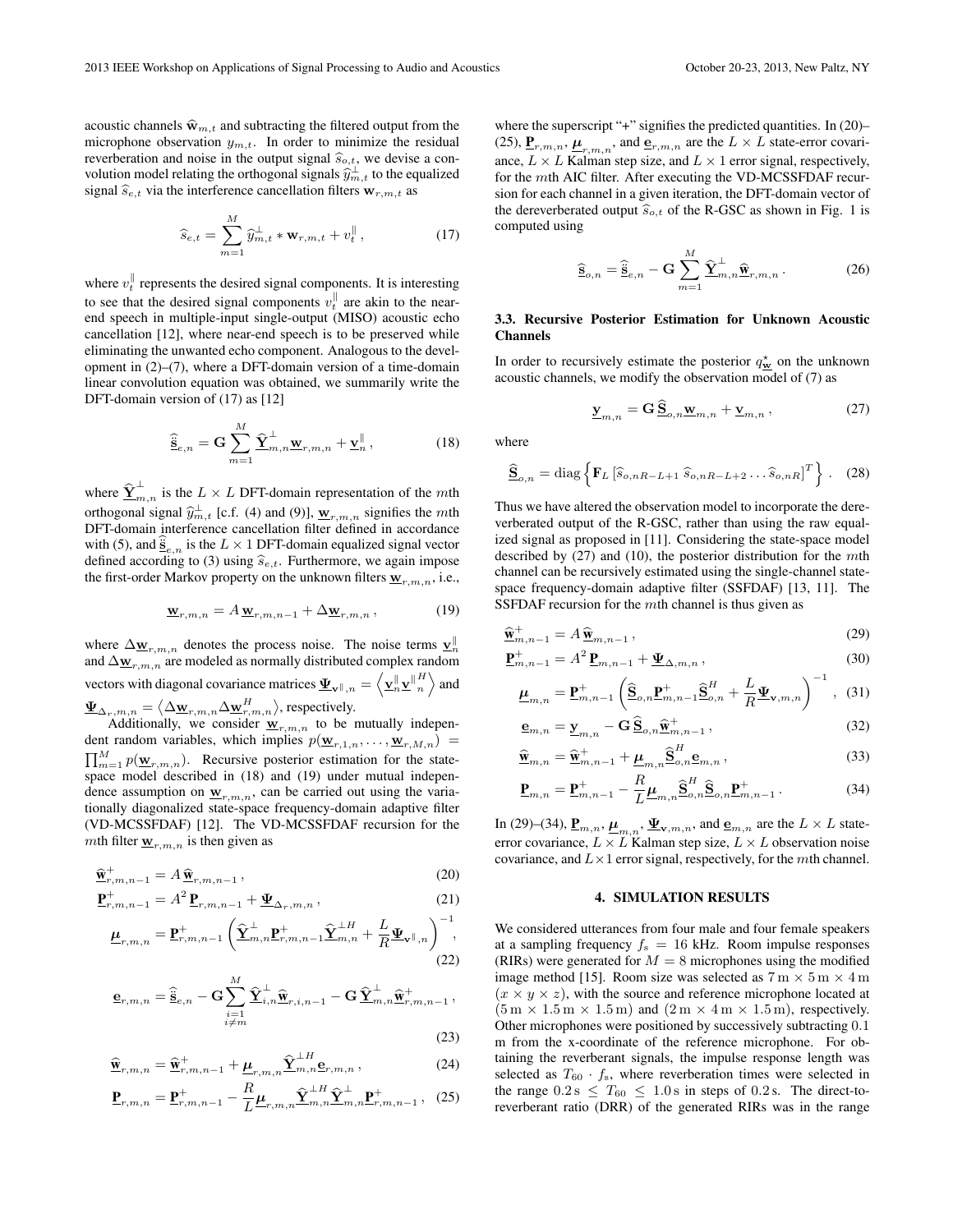acoustic channels $\widehat{\mathbf{w}}_{m,t}$ and subtracting the filtered output from the microphone observation $y_{m,t}$. In order to minimize the residual reverberation and noise in the output signal $\widehat{s}_{o,t}$, we devise a convolution model relating the orthogonal signals $\widehat{y}_{m,t}^{\perp}$ to the equalized signal $\widehat{s}_{e,t}$ via the interference cancellation filters $\mathbf{w}_{r,m,t}$ as

$$\widehat{s}_{e,t} = \sum_{m=1}^{M} \widehat{y}_{m,t}^{\perp} * \mathbf{w}_{r,m,t} + v_t^{\parallel}, \tag{17}$$

where $v_t^{\parallel}$ represents the desired signal components. It is interesting to see that the desired signal components $v_t^{\parallel}$ are akin to the near-end speech in multiple-input single-output (MISO) acoustic echo cancellation [12], where near-end speech is to be preserved while eliminating the unwanted echo component. Analogous to the development in (2)–(7), where a DFT-domain version of a time-domain linear convolution equation was obtained, we summarily write the DFT-domain version of (17) as [12]

$$\widehat{\underline{\mathbf{s}}}_{e,n} = \mathbf{G} \sum_{m=1}^{M} \widehat{\underline{\mathbf{Y}}}_{m,n}^{\perp} \underline{\mathbf{w}}_{r,m,n} + \underline{\mathbf{v}}_n^{\parallel}, \tag{18}$$

where $\widehat{\underline{\mathbf{Y}}}_{m,n}^{\perp}$ is the $L \times L$ DFT-domain representation of the $m$th orthogonal signal $\widehat{y}_{m,t}^{\perp}$ [c.f. (4) and (9)], $\underline{\mathbf{w}}_{r,m,n}$ signifies the $m$th DFT-domain interference cancellation filter defined in accordance with (5), and $\widehat{\underline{\mathbf{s}}}_{e,n}$ is the $L \times 1$ DFT-domain equalized signal vector defined according to (3) using $\widehat{s}_{e,t}$. Furthermore, we again impose the first-order Markov property on the unknown filters $\underline{\mathbf{w}}_{r,m,n}$, i.e.,

$$\underline{\mathbf{w}}_{r,m,n} = A\, \underline{\mathbf{w}}_{r,m,n-1} + \Delta \underline{\mathbf{w}}_{r,m,n}, \tag{19}$$

where $\Delta \underline{\mathbf{w}}_{r,m,n}$ denotes the process noise. The noise terms $\underline{\mathbf{v}}_n^{\parallel}$ and $\Delta \underline{\mathbf{w}}_{r,m,n}$ are modeled as normally distributed complex random vectors with diagonal covariance matrices $\underline{\mathbf{\Psi}}_{\mathbf{v}^{\parallel},n} = \left\langle \underline{\mathbf{v}}_n^{\parallel} \underline{\mathbf{v}}_n^{\parallel H} \right\rangle$ and $\underline{\mathbf{\Psi}}_{\Delta_r,m,n} = \langle \Delta \underline{\mathbf{w}}_{r,m,n} \Delta \underline{\mathbf{w}}_{r,m,n}^H \rangle$, respectively.

Additionally, we consider $\underline{\mathbf{w}}_{r,m,n}$ to be mutually independent random variables, which implies $p(\underline{\mathbf{w}}_{r,1,n}, \ldots, \underline{\mathbf{w}}_{r,M,n}) = \prod_{m=1}^{M} p(\underline{\mathbf{w}}_{r,m,n})$. Recursive posterior estimation for the state-space model described in (18) and (19) under mutual independence assumption on $\underline{\mathbf{w}}_{r,m,n}$, can be carried out using the variationally diagonalized state-space frequency-domain adaptive filter (VD-MCSSFDAF) [12]. The VD-MCSSFDAF recursion for the $m$th filter $\underline{\mathbf{w}}_{r,m,n}$ is then given as

$$\widehat{\underline{\mathbf{w}}}_{r,m,n-1}^{+} = A\, \widehat{\underline{\mathbf{w}}}_{r,m,n-1}, \tag{20}$$

$$\underline{\mathbf{P}}_{r,m,n-1}^{+} = A^2\, \underline{\mathbf{P}}_{r,m,n-1} + \underline{\mathbf{\Psi}}_{\Delta_r,m,n}, \tag{21}$$

$$\underline{\boldsymbol{\mu}}_{r,m,n} = \underline{\mathbf{P}}_{r,m,n-1}^{+} \left( \widehat{\underline{\mathbf{Y}}}_{m,n}^{\perp} \underline{\mathbf{P}}_{r,m,n-1}^{+} \widehat{\underline{\mathbf{Y}}}_{m,n}^{\perp H} + \frac{L}{R} \underline{\mathbf{\Psi}}_{\mathbf{v}^{\parallel},n} \right)^{-1}, \tag{22}$$

$$\underline{\mathbf{e}}_{r,m,n} = \widehat{\underline{\mathbf{s}}}_{e,n} - \mathbf{G} \sum_{\substack{i=1 \\ i \neq m}}^{M} \widehat{\underline{\mathbf{Y}}}_{i,n}^{\perp} \widehat{\underline{\mathbf{w}}}_{r,i,n-1} - \mathbf{G}\, \widehat{\underline{\mathbf{Y}}}_{m,n}^{\perp} \widehat{\underline{\mathbf{w}}}_{r,m,n-1}^{+}, \tag{23}$$

$$\widehat{\underline{\mathbf{w}}}_{r,m,n} = \widehat{\underline{\mathbf{w}}}_{r,m,n-1}^{+} + \underline{\boldsymbol{\mu}}_{r,m,n} \widehat{\underline{\mathbf{Y}}}_{m,n}^{\perp H} \underline{\mathbf{e}}_{r,m,n}, \tag{24}$$

$$\underline{\mathbf{P}}_{r,m,n} = \underline{\mathbf{P}}_{r,m,n-1}^{+} - \frac{R}{L} \underline{\boldsymbol{\mu}}_{r,m,n} \widehat{\underline{\mathbf{Y}}}_{m,n}^{\perp H} \widehat{\underline{\mathbf{Y}}}_{m,n}^{\perp} \underline{\mathbf{P}}_{r,m,n-1}^{+}, \tag{25}$$

where the superscript "+" signifies the predicted quantities. In (20)–(25), $\underline{\mathbf{P}}_{r,m,n}$, $\underline{\boldsymbol{\mu}}_{r,m,n}$, and $\underline{\mathbf{e}}_{r,m,n}$ are the $L \times L$ state-error covariance, $L \times L$ Kalman step size, and $L \times 1$ error signal, respectively, for the $m$th AIC filter. After executing the VD-MCSSFDAF recursion for each channel in a given iteration, the DFT-domain vector of the dereverberated output $\widehat{s}_{o,t}$ of the R-GSC as shown in Fig. 1 is computed using

$$\widehat{\underline{\mathbf{s}}}_{o,n} = \widehat{\underline{\mathbf{s}}}_{e,n} - \mathbf{G} \sum_{m=1}^{M} \widehat{\underline{\mathbf{Y}}}_{m,n}^{\perp} \widehat{\underline{\mathbf{w}}}_{r,m,n}. \tag{26}$$

### 3.3. Recursive Posterior Estimation for Unknown Acoustic Channels

In order to recursively estimate the posterior $q_{\underline{\mathbf{w}}}^{\star}$ on the unknown acoustic channels, we modify the observation model of (7) as

$$\underline{\mathbf{y}}_{m,n} = \mathbf{G}\, \widehat{\underline{\mathbf{S}}}_{o,n} \underline{\mathbf{w}}_{m,n} + \underline{\mathbf{v}}_{m,n}, \tag{27}$$

where

$$\widehat{\underline{\mathbf{S}}}_{o,n} = \operatorname{diag}\left\{ \mathbf{F}_L \left[ \widehat{s}_{o,nR-L+1}\; \widehat{s}_{o,nR-L+2} \ldots \widehat{s}_{o,nR} \right]^T \right\}. \tag{28}$$

Thus we have altered the observation model to incorporate the dereverberated output of the R-GSC, rather than using the raw equalized signal as proposed in [11]. Considering the state-space model described by (27) and (10), the posterior distribution for the $m$th channel can be recursively estimated using the single-channel state-space frequency-domain adaptive filter (SSFDAF) [13, 11]. The SSFDAF recursion for the $m$th channel is thus given as

$$\widehat{\underline{\mathbf{w}}}_{m,n-1}^{+} = A\, \widehat{\underline{\mathbf{w}}}_{m,n-1}, \tag{29}$$

$$\underline{\mathbf{P}}_{m,n-1}^{+} = A^2\, \underline{\mathbf{P}}_{m,n-1} + \underline{\mathbf{\Psi}}_{\Delta,m,n}, \tag{30}$$

$$\underline{\boldsymbol{\mu}}_{m,n} = \underline{\mathbf{P}}_{m,n-1}^{+} \left( \widehat{\underline{\mathbf{S}}}_{o,n} \underline{\mathbf{P}}_{m,n-1}^{+} \widehat{\underline{\mathbf{S}}}_{o,n}^{H} + \frac{L}{R} \underline{\mathbf{\Psi}}_{\mathbf{v},m,n} \right)^{-1}, \tag{31}$$

$$\underline{\mathbf{e}}_{m,n} = \underline{\mathbf{y}}_{m,n} - \mathbf{G}\, \widehat{\underline{\mathbf{S}}}_{o,n} \widehat{\underline{\mathbf{w}}}_{m,n-1}^{+}, \tag{32}$$

$$\widehat{\underline{\mathbf{w}}}_{m,n} = \widehat{\underline{\mathbf{w}}}_{m,n-1}^{+} + \underline{\boldsymbol{\mu}}_{m,n} \widehat{\underline{\mathbf{S}}}_{o,n}^{H} \underline{\mathbf{e}}_{m,n}, \tag{33}$$

$$\underline{\mathbf{P}}_{m,n} = \underline{\mathbf{P}}_{m,n-1}^{+} - \frac{R}{L} \underline{\boldsymbol{\mu}}_{m,n} \widehat{\underline{\mathbf{S}}}_{o,n}^{H} \widehat{\underline{\mathbf{S}}}_{o,n} \underline{\mathbf{P}}_{m,n-1}^{+}. \tag{34}$$

In (29)–(34), $\underline{\mathbf{P}}_{m,n}$, $\underline{\boldsymbol{\mu}}_{m,n}$, $\underline{\mathbf{\Psi}}_{\mathbf{v},m,n}$, and $\underline{\mathbf{e}}_{m,n}$ are the $L \times L$ state-error covariance, $L \times L$ Kalman step size, $L \times L$ observation noise covariance, and $L \times 1$ error signal, respectively, for the $m$th channel.

## 4. SIMULATION RESULTS

We considered utterances from four male and four female speakers at a sampling frequency $f_s = 16$ kHz. Room impulse responses (RIRs) were generated for $M = 8$ microphones using the modified image method [15]. Room size was selected as $7\,\text{m} \times 5\,\text{m} \times 4\,\text{m}$ ($x \times y \times z$), with the source and reference microphone located at $(5\,\text{m} \times 1.5\,\text{m} \times 1.5\,\text{m})$ and $(2\,\text{m} \times 4\,\text{m} \times 1.5\,\text{m})$, respectively. Other microphones were positioned by successively subtracting $0.1$ m from the x-coordinate of the reference microphone. For obtaining the reverberant signals, the impulse response length was selected as $T_{60} \cdot f_s$, where reverberation times were selected in the range $0.2\,\text{s} \leq T_{60} \leq 1.0\,\text{s}$ in steps of $0.2\,\text{s}$. The direct-to-reverberant ratio (DRR) of the generated RIRs was in the range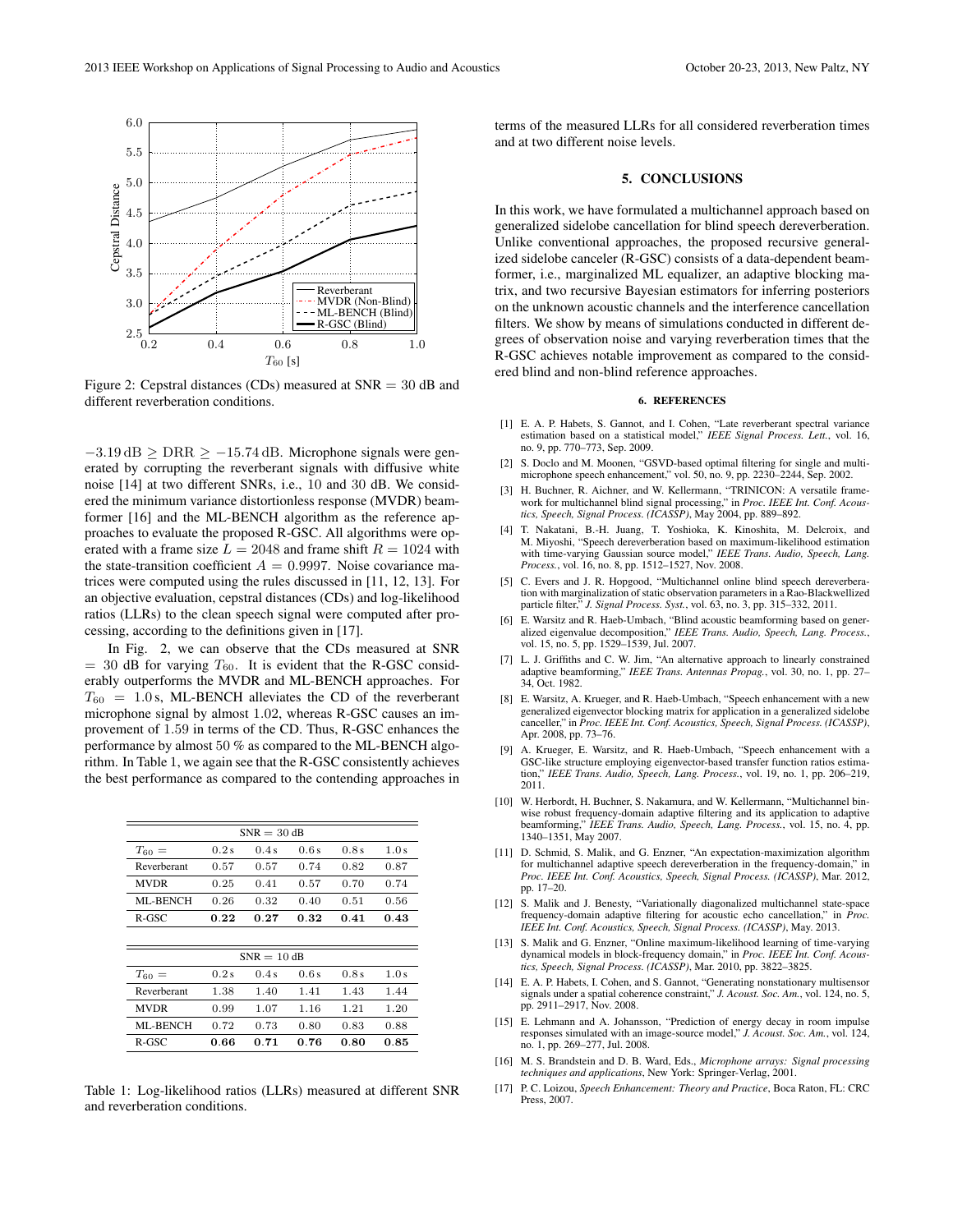6.0
5.5
5.0
4.5
4.0
3.5
3.0
2.5
Cepstral Distance
0.2
0.4
0.6
0.8
1.0
$T_{60}$ [s]
Reverberant
MVDR (Non-Blind)
ML-BENCH (Blind)
R-GSC (Blind)

Figure 2: Cepstral distances (CDs) measured at SNR = 30 dB and different reverberation conditions.

$-3.19\,\text{dB} \geq \text{DRR} \geq -15.74\,\text{dB}$. Microphone signals were generated by corrupting the reverberant signals with diffusive white noise [14] at two different SNRs, i.e., 10 and 30 dB. We considered the minimum variance distortionless response (MVDR) beamformer [16] and the ML-BENCH algorithm as the reference approaches to evaluate the proposed R-GSC. All algorithms were operated with a frame size $L = 2048$ and frame shift $R = 1024$ with the state-transition coefficient $A = 0.9997$. Noise covariance matrices were computed using the rules discussed in [11, 12, 13]. For an objective evaluation, cepstral distances (CDs) and log-likelihood ratios (LLRs) to the clean speech signal were computed after processing, according to the definitions given in [17].

In Fig. 2, we can observe that the CDs measured at SNR = 30 dB for varying $T_{60}$. It is evident that the R-GSC considerably outperforms the MVDR and ML-BENCH approaches. For $T_{60} = 1.0\,\text{s}$, ML-BENCH alleviates the CD of the reverberant microphone signal by almost 1.02, whereas R-GSC causes an improvement of 1.59 in terms of the CD. Thus, R-GSC enhances the performance by almost 50 % as compared to the ML-BENCH algorithm. In Table 1, we again see that the R-GSC consistently achieves the best performance as compared to the contending approaches in terms of the measured LLRs for all considered reverberation times and at two different noise levels.

| SNR = 30 dB | | | | | |
|---|---|---|---|---|---|
| $T_{60}$ = | 0.2 s | 0.4 s | 0.6 s | 0.8 s | 1.0 s |
| Reverberant | 0.57 | 0.57 | 0.74 | 0.82 | 0.87 |
| MVDR | 0.25 | 0.41 | 0.57 | 0.70 | 0.74 |
| ML-BENCH | 0.26 | 0.32 | 0.40 | 0.51 | 0.56 |
| R-GSC | **0.22** | **0.27** | **0.32** | **0.41** | **0.43** |

| SNR = 10 dB | | | | | |
|---|---|---|---|---|---|
| $T_{60}$ = | 0.2 s | 0.4 s | 0.6 s | 0.8 s | 1.0 s |
| Reverberant | 1.38 | 1.40 | 1.41 | 1.43 | 1.44 |
| MVDR | 0.99 | 1.07 | 1.16 | 1.21 | 1.20 |
| ML-BENCH | 0.72 | 0.73 | 0.80 | 0.83 | 0.88 |
| R-GSC | **0.66** | **0.71** | **0.76** | **0.80** | **0.85** |

Table 1: Log-likelihood ratios (LLRs) measured at different SNR and reverberation conditions.

## 5. CONCLUSIONS

In this work, we have formulated a multichannel approach based on generalized sidelobe cancellation for blind speech dereverberation. Unlike conventional approaches, the proposed recursive generalized sidelobe canceler (R-GSC) consists of a data-dependent beamformer, i.e., marginalized ML equalizer, an adaptive blocking matrix, and two recursive Bayesian estimators for inferring posteriors on the unknown acoustic channels and the interference cancellation filters. We show by means of simulations conducted in different degrees of observation noise and varying reverberation times that the R-GSC achieves notable improvement as compared to the considered blind and non-blind reference approaches.

## 6. REFERENCES

[1] E. A. P. Habets, S. Gannot, and I. Cohen, "Late reverberant spectral variance estimation based on a statistical model," *IEEE Signal Process. Lett.*, vol. 16, no. 9, pp. 770–773, Sep. 2009.

[2] S. Doclo and M. Moonen, "GSVD-based optimal filtering for single and multimicrophone speech enhancement," vol. 50, no. 9, pp. 2230–2244, Sep. 2002.

[3] H. Buchner, R. Aichner, and W. Kellermann, "TRINICON: A versatile framework for multichannel blind signal processing," in *Proc. IEEE Int. Conf. Acoustics, Speech, Signal Process. (ICASSP)*, May 2004, pp. 889–892.

[4] T. Nakatani, B.-H. Juang, T. Yoshioka, K. Kinoshita, M. Delcroix, and M. Miyoshi, "Speech dereverberation based on maximum-likelihood estimation with time-varying Gaussian source model," *IEEE Trans. Audio, Speech, Lang. Process.*, vol. 16, no. 8, pp. 1512–1527, Nov. 2008.

[5] C. Evers and J. R. Hopgood, "Multichannel online blind speech dereverberation with marginalization of static observation parameters in a Rao-Blackwellized particle filter," *J. Signal Process. Syst.*, vol. 63, no. 3, pp. 315–332, 2011.

[6] E. Warsitz and R. Haeb-Umbach, "Blind acoustic beamforming based on generalized eigenvalue decomposition," *IEEE Trans. Audio, Speech, Lang. Process.*, vol. 15, no. 5, pp. 1529–1539, Jul. 2007.

[7] L. J. Griffiths and C. W. Jim, "An alternative approach to linearly constrained adaptive beamforming," *IEEE Trans. Antennas Propag.*, vol. 30, no. 1, pp. 27–34, Oct. 1982.

[8] E. Warsitz, A. Krueger, and R. Haeb-Umbach, "Speech enhancement with a new generalized eigenvector blocking matrix for application in a generalized sidelobe canceller," in *Proc. IEEE Int. Conf. Acoustics, Speech, Signal Process. (ICASSP)*, Apr. 2008, pp. 73–76.

[9] A. Krueger, E. Warsitz, and R. Haeb-Umbach, "Speech enhancement with a GSC-like structure employing eigenvector-based transfer function ratios estimation," *IEEE Trans. Audio, Speech, Lang. Process.*, vol. 19, no. 1, pp. 206–219, 2011.

[10] W. Herbordt, H. Buchner, S. Nakamura, and W. Kellermann, "Multichannel binwise robust frequency-domain adaptive filtering and its application to adaptive beamforming," *IEEE Trans. Audio, Speech, Lang. Process.*, vol. 15, no. 4, pp. 1340–1351, May 2007.

[11] D. Schmid, S. Malik, and G. Enzner, "An expectation-maximization algorithm for multichannel adaptive speech dereverberation in the frequency-domain," in *Proc. IEEE Int. Conf. Acoustics, Speech, Signal Process. (ICASSP)*, Mar. 2012, pp. 17–20.

[12] S. Malik and J. Benesty, "Variationally diagonalized multichannel state-space frequency-domain adaptive filtering for acoustic echo cancellation," in *Proc. IEEE Int. Conf. Acoustics, Speech, Signal Process. (ICASSP)*, May. 2013.

[13] S. Malik and G. Enzner, "Online maximum-likelihood learning of time-varying dynamical models in block-frequency domain," in *Proc. IEEE Int. Conf. Acoustics, Speech, Signal Process. (ICASSP)*, Mar. 2010, pp. 3822–3825.

[14] E. A. P. Habets, I. Cohen, and S. Gannot, "Generating nonstationary multisensor signals under a spatial coherence constraint," *J. Acoust. Soc. Am.*, vol. 124, no. 5, pp. 2911–2917, Nov. 2008.

[15] E. Lehmann and A. Johansson, "Prediction of energy decay in room impulse responses simulated with an image-source model," *J. Acoust. Soc. Am.*, vol. 124, no. 1, pp. 269–277, Jul. 2008.

[16] M. S. Brandstein and D. B. Ward, Eds., *Microphone arrays: Signal processing techniques and applications*, New York: Springer-Verlag, 2001.

[17] P. C. Loizou, *Speech Enhancement: Theory and Practice*, Boca Raton, FL: CRC Press, 2007.